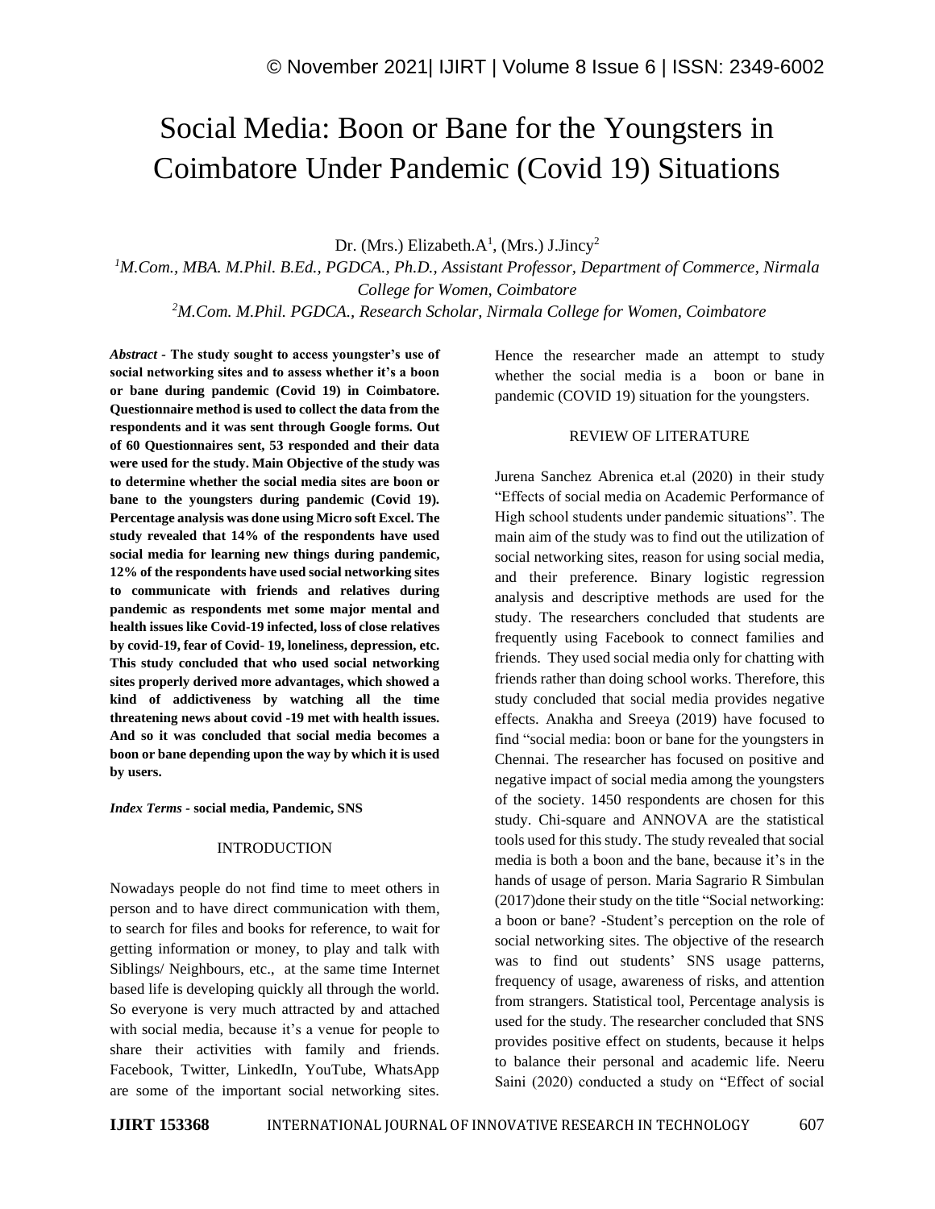# Social Media: Boon or Bane for the Youngsters in Coimbatore Under Pandemic (Covid 19) Situations

Dr. (Mrs.) Elizabeth.A[1], (Mrs.) J.Jincy[2]

[1]*M.Com., MBA. M.Phil. B.Ed., PGDCA., Ph.D., Assistant Professor, Department of Commerce, Nirmala College for Women, Coimbatore*

[2]*M.Com. M.Phil. PGDCA., Research Scholar, Nirmala College for Women, Coimbatore*

***Abstract*** **- The study sought to access youngster's use of social networking sites and to assess whether it's a boon or bane during pandemic (Covid 19) in Coimbatore. Questionnaire method is used to collect the data from the respondents and it was sent through Google forms. Out of 60 Questionnaires sent, 53 responded and their data were used for the study. Main Objective of the study was to determine whether the social media sites are boon or bane to the youngsters during pandemic (Covid 19). Percentage analysis was done using Micro soft Excel. The study revealed that 14% of the respondents have used social media for learning new things during pandemic, 12% of the respondents have used social networking sites to communicate with friends and relatives during pandemic as respondents met some major mental and health issues like Covid-19 infected, loss of close relatives by covid-19, fear of Covid- 19, loneliness, depression, etc. This study concluded that who used social networking sites properly derived more advantages, which showed a kind of addictiveness by watching all the time threatening news about covid -19 met with health issues. And so it was concluded that social media becomes a boon or bane depending upon the way by which it is used by users.**

***Index Terms*** **- social media, Pandemic, SNS**

## INTRODUCTION

Nowadays people do not find time to meet others in person and to have direct communication with them, to search for files and books for reference, to wait for getting information or money, to play and talk with Siblings/ Neighbours, etc., at the same time Internet based life is developing quickly all through the world. So everyone is very much attracted by and attached with social media, because it's a venue for people to share their activities with family and friends. Facebook, Twitter, LinkedIn, YouTube, WhatsApp are some of the important social networking sites. Hence the researcher made an attempt to study whether the social media is a boon or bane in pandemic (COVID 19) situation for the youngsters.

## REVIEW OF LITERATURE

Jurena Sanchez Abrenica et.al (2020) in their study "Effects of social media on Academic Performance of High school students under pandemic situations". The main aim of the study was to find out the utilization of social networking sites, reason for using social media, and their preference. Binary logistic regression analysis and descriptive methods are used for the study. The researchers concluded that students are frequently using Facebook to connect families and friends. They used social media only for chatting with friends rather than doing school works. Therefore, this study concluded that social media provides negative effects. Anakha and Sreeya (2019) have focused to find "social media: boon or bane for the youngsters in Chennai. The researcher has focused on positive and negative impact of social media among the youngsters of the society. 1450 respondents are chosen for this study. Chi-square and ANNOVA are the statistical tools used for this study. The study revealed that social media is both a boon and the bane, because it's in the hands of usage of person. Maria Sagrario R Simbulan (2017)done their study on the title "Social networking: a boon or bane? -Student's perception on the role of social networking sites. The objective of the research was to find out students' SNS usage patterns, frequency of usage, awareness of risks, and attention from strangers. Statistical tool, Percentage analysis is used for the study. The researcher concluded that SNS provides positive effect on students, because it helps to balance their personal and academic life. Neeru Saini (2020) conducted a study on "Effect of social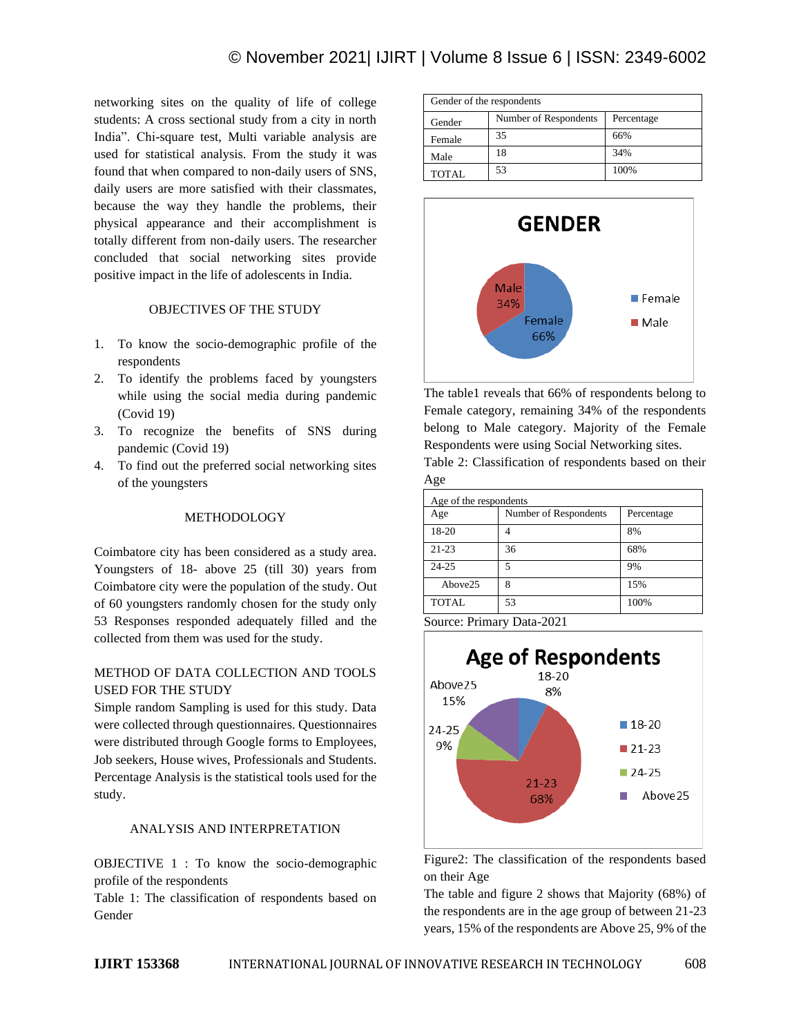networking sites on the quality of life of college students: A cross sectional study from a city in north India". Chi-square test, Multi variable analysis are used for statistical analysis. From the study it was found that when compared to non-daily users of SNS, daily users are more satisfied with their classmates, because the way they handle the problems, their physical appearance and their accomplishment is totally different from non-daily users. The researcher concluded that social networking sites provide positive impact in the life of adolescents in India.

## OBJECTIVES OF THE STUDY

1. To know the socio-demographic profile of the respondents
2. To identify the problems faced by youngsters while using the social media during pandemic (Covid 19)
3. To recognize the benefits of SNS during pandemic (Covid 19)
4. To find out the preferred social networking sites of the youngsters

## METHODOLOGY

Coimbatore city has been considered as a study area. Youngsters of 18- above 25 (till 30) years from Coimbatore city were the population of the study. Out of 60 youngsters randomly chosen for the study only 53 Responses responded adequately filled and the collected from them was used for the study.

## METHOD OF DATA COLLECTION AND TOOLS USED FOR THE STUDY

Simple random Sampling is used for this study. Data were collected through questionnaires. Questionnaires were distributed through Google forms to Employees, Job seekers, House wives, Professionals and Students. Percentage Analysis is the statistical tools used for the study.

## ANALYSIS AND INTERPRETATION

OBJECTIVE 1 : To know the socio-demographic profile of the respondents

Table 1: The classification of respondents based on Gender

| Gender of the respondents | | |
|---|---|---|
| Gender | Number of Respondents | Percentage |
| Female | 35 | 66% |
| Male | 18 | 34% |
| TOTAL | 53 | 100% |

The table1 reveals that 66% of respondents belong to Female category, remaining 34% of the respondents belong to Male category. Majority of the Female Respondents were using Social Networking sites.

Table 2: Classification of respondents based on their Age

| Age of the respondents | | |
|---|---|---|
| Age | Number of Respondents | Percentage |
| 18-20 | 4 | 8% |
| 21-23 | 36 | 68% |
| 24-25 | 5 | 9% |
| Above25 | 8 | 15% |
| TOTAL | 53 | 100% |

Source: Primary Data-2021

Figure2: The classification of the respondents based on their Age

The table and figure 2 shows that Majority (68%) of the respondents are in the age group of between 21-23 years, 15% of the respondents are Above 25, 9% of the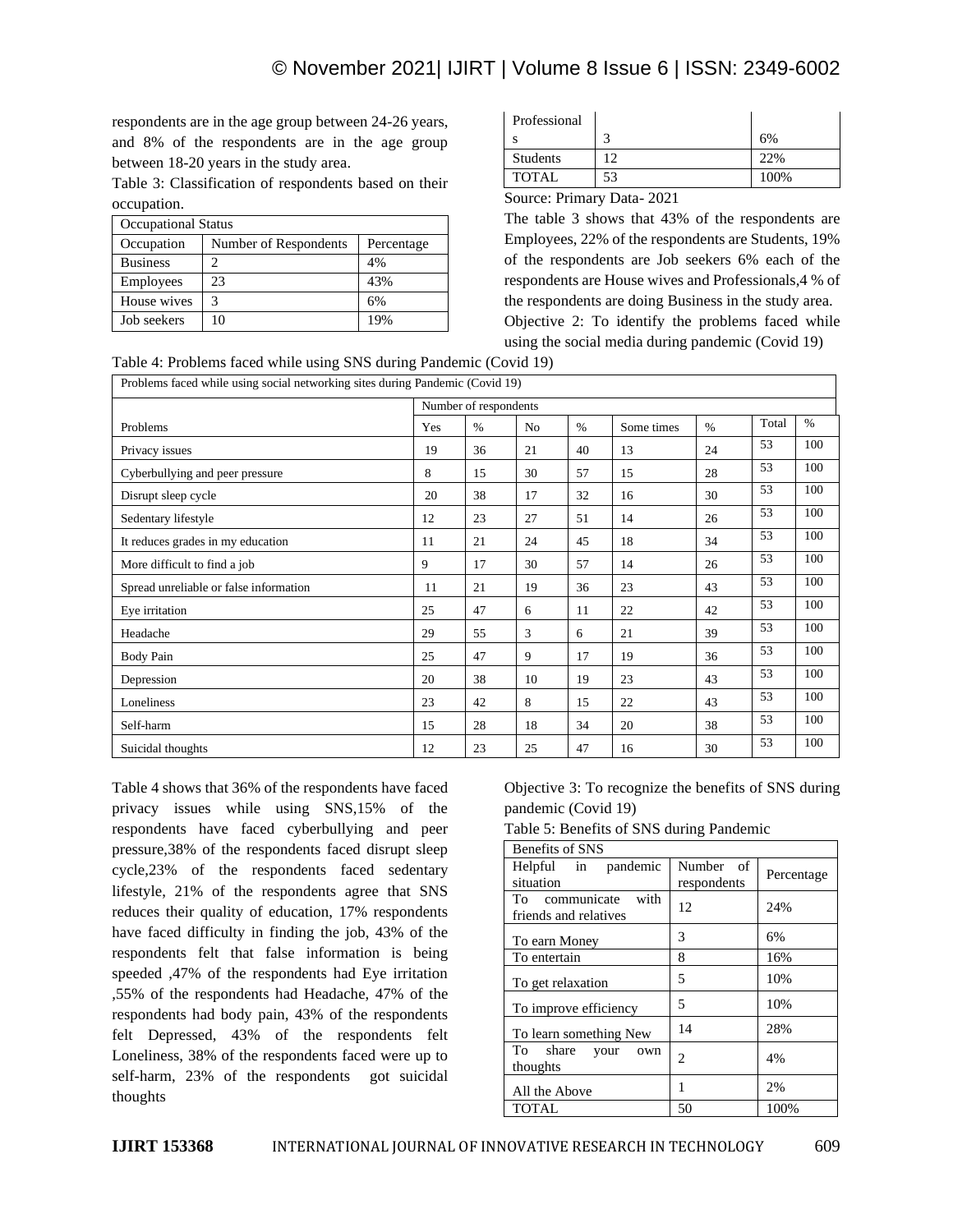respondents are in the age group between 24-26 years, and 8% of the respondents are in the age group between 18-20 years in the study area.

Table 3: Classification of respondents based on their occupation.

| Occupational Status | | |
|---|---|---|
| Occupation | Number of Respondents | Percentage |
| Business | 2 | 4% |
| Employees | 23 | 43% |
| House wives | 3 | 6% |
| Job seekers | 10 | 19% |
| Professionals | 3 | 6% |
| Students | 12 | 22% |
| TOTAL | 53 | 100% |

Source: Primary Data- 2021

The table 3 shows that 43% of the respondents are Employees, 22% of the respondents are Students, 19% of the respondents are Job seekers 6% each of the respondents are House wives and Professionals,4 % of the respondents are doing Business in the study area.

Objective 2: To identify the problems faced while using the social media during pandemic (Covid 19)

Table 4: Problems faced while using SNS during Pandemic (Covid 19)

| Problems faced while using social networking sites during Pandemic (Covid 19) | | | | | | | | |
|---|---|---|---|---|---|---|---|---|
| | Number of respondents | | | | | | | |
| Problems | Yes | % | No | % | Some times | % | Total | % |
| Privacy issues | 19 | 36 | 21 | 40 | 13 | 24 | 53 | 100 |
| Cyberbullying and peer pressure | 8 | 15 | 30 | 57 | 15 | 28 | 53 | 100 |
| Disrupt sleep cycle | 20 | 38 | 17 | 32 | 16 | 30 | 53 | 100 |
| Sedentary lifestyle | 12 | 23 | 27 | 51 | 14 | 26 | 53 | 100 |
| It reduces grades in my education | 11 | 21 | 24 | 45 | 18 | 34 | 53 | 100 |
| More difficult to find a job | 9 | 17 | 30 | 57 | 14 | 26 | 53 | 100 |
| Spread unreliable or false information | 11 | 21 | 19 | 36 | 23 | 43 | 53 | 100 |
| Eye irritation | 25 | 47 | 6 | 11 | 22 | 42 | 53 | 100 |
| Headache | 29 | 55 | 3 | 6 | 21 | 39 | 53 | 100 |
| Body Pain | 25 | 47 | 9 | 17 | 19 | 36 | 53 | 100 |
| Depression | 20 | 38 | 10 | 19 | 23 | 43 | 53 | 100 |
| Loneliness | 23 | 42 | 8 | 15 | 22 | 43 | 53 | 100 |
| Self-harm | 15 | 28 | 18 | 34 | 20 | 38 | 53 | 100 |
| Suicidal thoughts | 12 | 23 | 25 | 47 | 16 | 30 | 53 | 100 |

Table 4 shows that 36% of the respondents have faced privacy issues while using SNS,15% of the respondents have faced cyberbullying and peer pressure,38% of the respondents faced disrupt sleep cycle,23% of the respondents faced sedentary lifestyle, 21% of the respondents agree that SNS reduces their quality of education, 17% respondents have faced difficulty in finding the job, 43% of the respondents felt that false information is being speeded ,47% of the respondents had Eye irritation ,55% of the respondents had Headache, 47% of the respondents had body pain, 43% of the respondents felt Depressed, 43% of the respondents felt Loneliness, 38% of the respondents faced were up to self-harm, 23% of the respondents got suicidal thoughts

Objective 3: To recognize the benefits of SNS during pandemic (Covid 19)

Table 5: Benefits of SNS during Pandemic

| Benefits of SNS | | |
|---|---|---|
| Helpful in pandemic situation | Number of respondents | Percentage |
| To communicate with friends and relatives | 12 | 24% |
| To earn Money | 3 | 6% |
| To entertain | 8 | 16% |
| To get relaxation | 5 | 10% |
| To improve efficiency | 5 | 10% |
| To learn something New | 14 | 28% |
| To share your own thoughts | 2 | 4% |
| All the Above | 1 | 2% |
| TOTAL | 50 | 100% |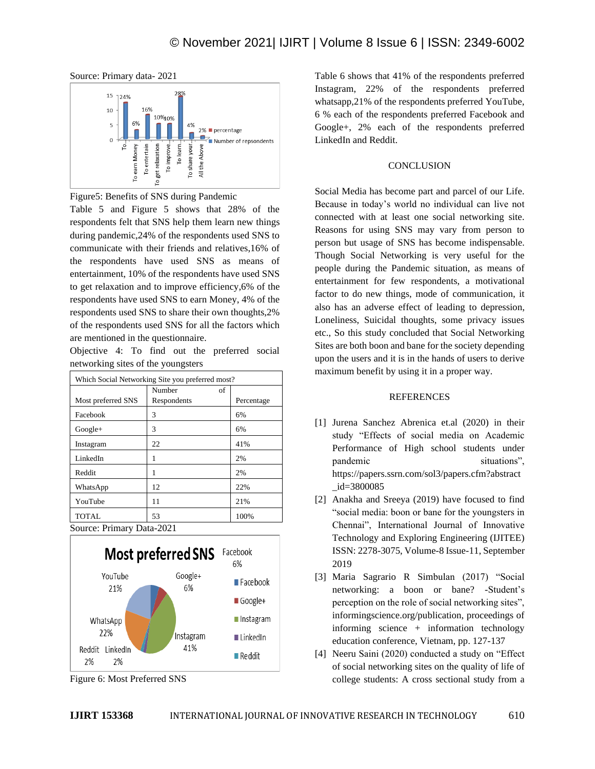Source: Primary data- 2021

Figure5: Benefits of SNS during Pandemic

Table 5 and Figure 5 shows that 28% of the respondents felt that SNS help them learn new things during pandemic,24% of the respondents used SNS to communicate with their friends and relatives,16% of the respondents have used SNS as means of entertainment, 10% of the respondents have used SNS to get relaxation and to improve efficiency,6% of the respondents have used SNS to earn Money, 4% of the respondents used SNS to share their own thoughts,2% of the respondents used SNS for all the factors which are mentioned in the questionnaire.

Objective 4: To find out the preferred social networking sites of the youngsters

| Which Social Networking Site you preferred most? | | |
|---|---|---|
| Most preferred SNS | Number of Respondents | Percentage |
| Facebook | 3 | 6% |
| Google+ | 3 | 6% |
| Instagram | 22 | 41% |
| LinkedIn | 1 | 2% |
| Reddit | 1 | 2% |
| WhatsApp | 12 | 22% |
| YouTube | 11 | 21% |
| TOTAL | 53 | 100% |

Source: Primary Data-2021

Figure 6: Most Preferred SNS

Table 6 shows that 41% of the respondents preferred Instagram, 22% of the respondents preferred whatsapp,21% of the respondents preferred YouTube, 6 % each of the respondents preferred Facebook and Google+, 2% each of the respondents preferred LinkedIn and Reddit.

## CONCLUSION

Social Media has become part and parcel of our Life. Because in today's world no individual can live not connected with at least one social networking site. Reasons for using SNS may vary from person to person but usage of SNS has become indispensable. Though Social Networking is very useful for the people during the Pandemic situation, as means of entertainment for few respondents, a motivational factor to do new things, mode of communication, it also has an adverse effect of leading to depression, Loneliness, Suicidal thoughts, some privacy issues etc., So this study concluded that Social Networking Sites are both boon and bane for the society depending upon the users and it is in the hands of users to derive maximum benefit by using it in a proper way.

## REFERENCES

[1] Jurena Sanchez Abrenica et.al (2020) in their study "Effects of social media on Academic Performance of High school students under pandemic situations", https://papers.ssrn.com/sol3/papers.cfm?abstract_id=3800085

[2] Anakha and Sreeya (2019) have focused to find "social media: boon or bane for the youngsters in Chennai", International Journal of Innovative Technology and Exploring Engineering (IJITEE) ISSN: 2278-3075, Volume-8 Issue-11, September 2019

[3] Maria Sagrario R Simbulan (2017) "Social networking: a boon or bane? -Student's perception on the role of social networking sites", informingscience.org/publication, proceedings of informing science + information technology education conference, Vietnam, pp. 127-137

[4] Neeru Saini (2020) conducted a study on "Effect of social networking sites on the quality of life of college students: A cross sectional study from a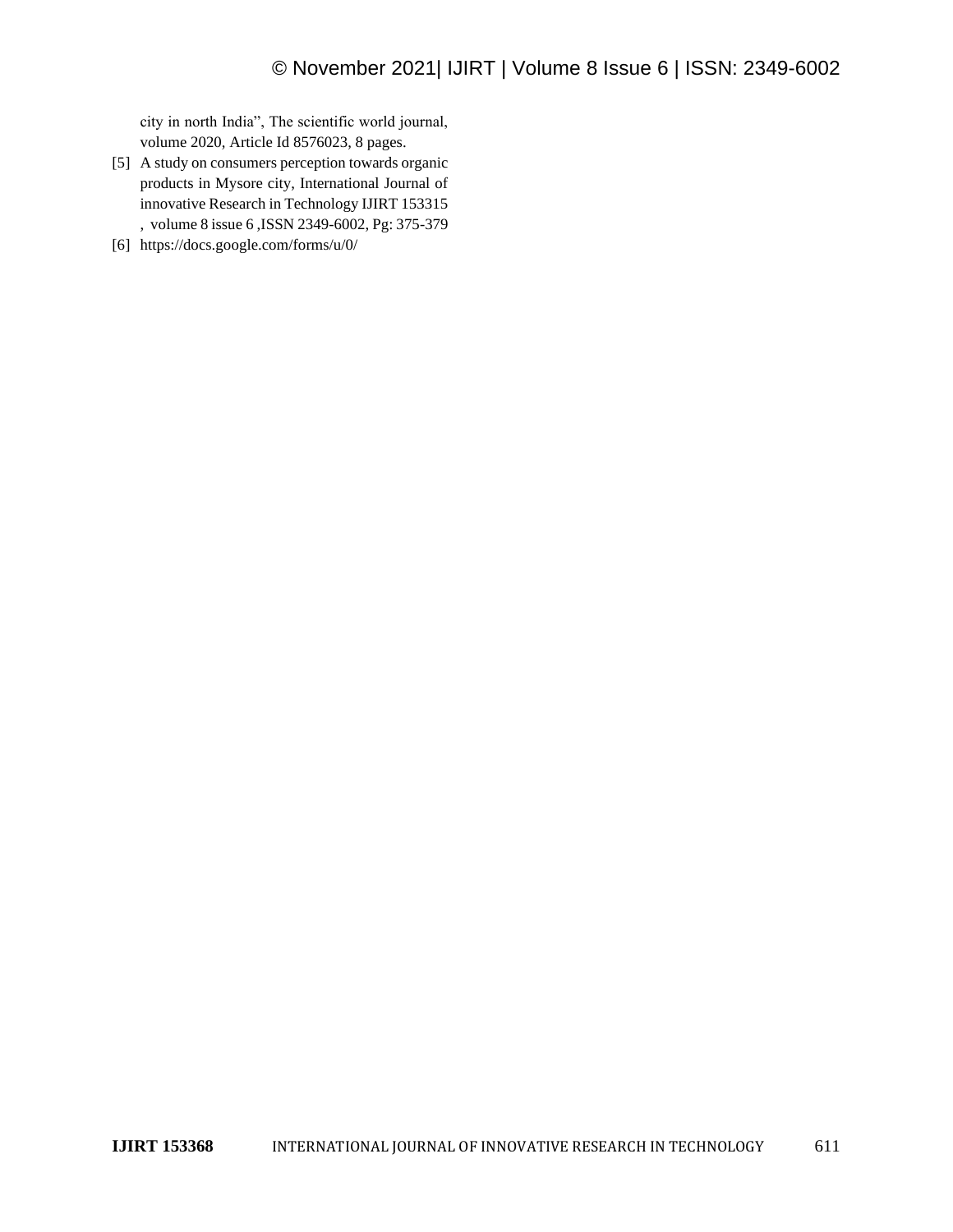city in north India", The scientific world journal, volume 2020, Article Id 8576023, 8 pages.

[5] A study on consumers perception towards organic products in Mysore city, International Journal of innovative Research in Technology IJIRT 153315 , volume 8 issue 6 ,ISSN 2349-6002, Pg: 375-379

[6] https://docs.google.com/forms/u/0/